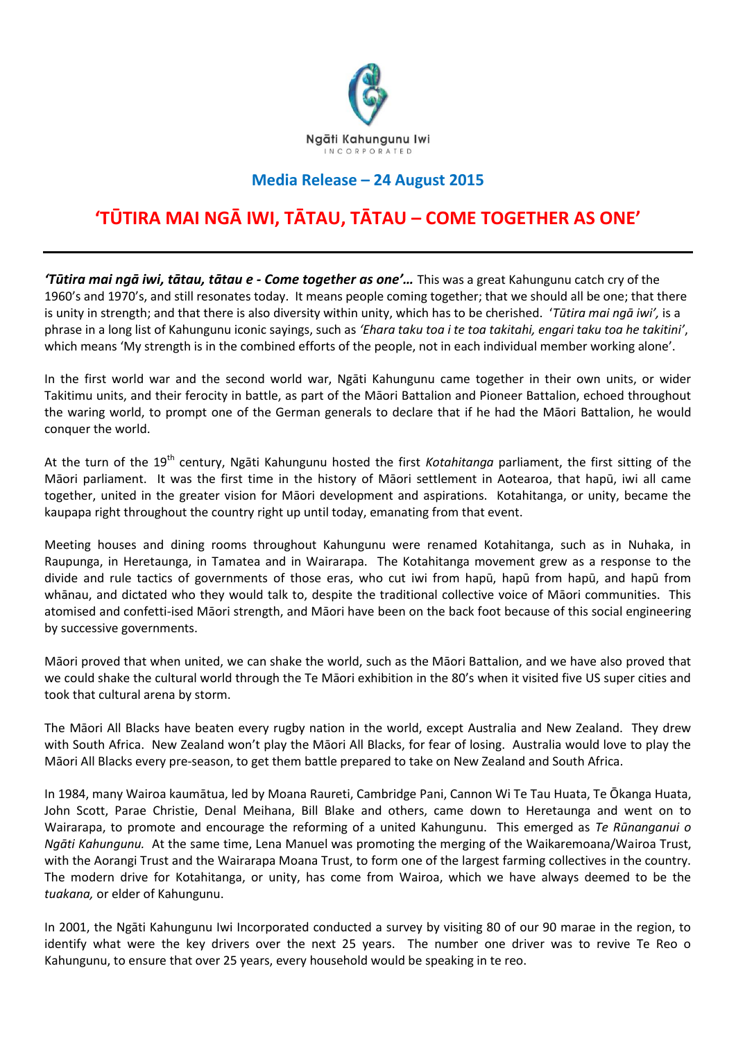Ngāti Kahungunu Iwi
INCORPORATED

## Media Release – 24 August 2015

# 'TŪTIRA MAI NGĀ IWI, TĀTAU, TĀTAU – COME TOGETHER AS ONE'

***'Tūtira mai ngā iwi, tātau, tātau e - Come together as one'…*** This was a great Kahungunu catch cry of the 1960's and 1970's, and still resonates today. It means people coming together; that we should all be one; that there is unity in strength; and that there is also diversity within unity, which has to be cherished. '*Tūtira mai ngā iwi',* is a phrase in a long list of Kahungunu iconic sayings, such as *'Ehara taku toa i te toa takitahi, engari taku toa he takitini'*, which means 'My strength is in the combined efforts of the people, not in each individual member working alone'.

In the first world war and the second world war, Ngāti Kahungunu came together in their own units, or wider Takitimu units, and their ferocity in battle, as part of the Māori Battalion and Pioneer Battalion, echoed throughout the waring world, to prompt one of the German generals to declare that if he had the Māori Battalion, he would conquer the world.

At the turn of the 19th century, Ngāti Kahungunu hosted the first *Kotahitanga* parliament, the first sitting of the Māori parliament. It was the first time in the history of Māori settlement in Aotearoa, that hapū, iwi all came together, united in the greater vision for Māori development and aspirations. Kotahitanga, or unity, became the kaupapa right throughout the country right up until today, emanating from that event.

Meeting houses and dining rooms throughout Kahungunu were renamed Kotahitanga, such as in Nuhaka, in Raupunga, in Heretaunga, in Tamatea and in Wairarapa. The Kotahitanga movement grew as a response to the divide and rule tactics of governments of those eras, who cut iwi from hapū, hapū from hapū, and hapū from whānau, and dictated who they would talk to, despite the traditional collective voice of Māori communities. This atomised and confetti-ised Māori strength, and Māori have been on the back foot because of this social engineering by successive governments.

Māori proved that when united, we can shake the world, such as the Māori Battalion, and we have also proved that we could shake the cultural world through the Te Māori exhibition in the 80's when it visited five US super cities and took that cultural arena by storm.

The Māori All Blacks have beaten every rugby nation in the world, except Australia and New Zealand. They drew with South Africa. New Zealand won't play the Māori All Blacks, for fear of losing. Australia would love to play the Māori All Blacks every pre-season, to get them battle prepared to take on New Zealand and South Africa.

In 1984, many Wairoa kaumātua, led by Moana Raureti, Cambridge Pani, Cannon Wi Te Tau Huata, Te Ōkanga Huata, John Scott, Parae Christie, Denal Meihana, Bill Blake and others, came down to Heretaunga and went on to Wairarapa, to promote and encourage the reforming of a united Kahungunu. This emerged as *Te Rūnanganui o Ngāti Kahungunu.* At the same time, Lena Manuel was promoting the merging of the Waikaremoana/Wairoa Trust, with the Aorangi Trust and the Wairarapa Moana Trust, to form one of the largest farming collectives in the country. The modern drive for Kotahitanga, or unity, has come from Wairoa, which we have always deemed to be the *tuakana,* or elder of Kahungunu.

In 2001, the Ngāti Kahungunu Iwi Incorporated conducted a survey by visiting 80 of our 90 marae in the region, to identify what were the key drivers over the next 25 years. The number one driver was to revive Te Reo o Kahungunu, to ensure that over 25 years, every household would be speaking in te reo.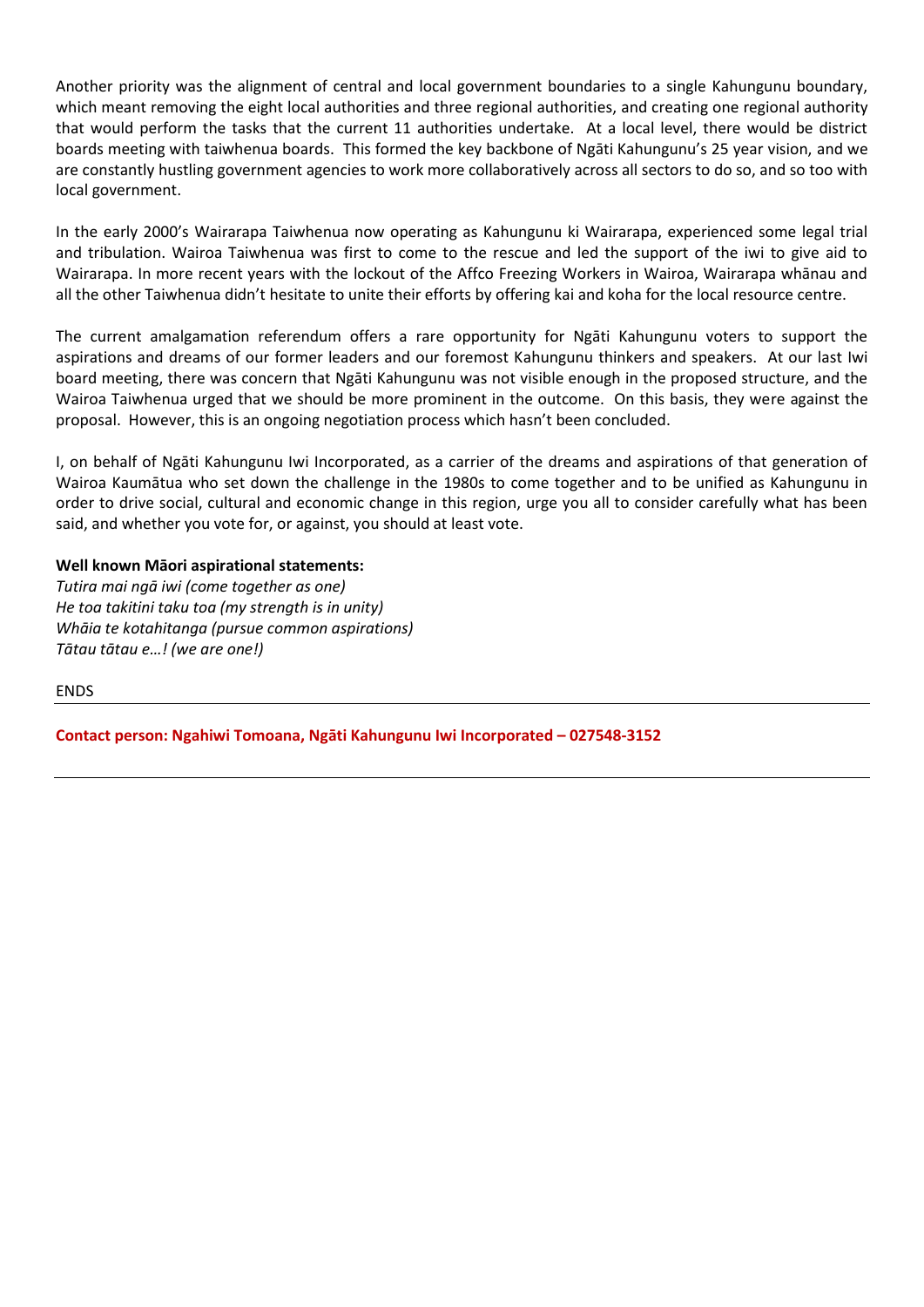Another priority was the alignment of central and local government boundaries to a single Kahungunu boundary, which meant removing the eight local authorities and three regional authorities, and creating one regional authority that would perform the tasks that the current 11 authorities undertake. At a local level, there would be district boards meeting with taiwhenua boards. This formed the key backbone of Ngāti Kahungunu's 25 year vision, and we are constantly hustling government agencies to work more collaboratively across all sectors to do so, and so too with local government.

In the early 2000's Wairarapa Taiwhenua now operating as Kahungunu ki Wairarapa, experienced some legal trial and tribulation. Wairoa Taiwhenua was first to come to the rescue and led the support of the iwi to give aid to Wairarapa. In more recent years with the lockout of the Affco Freezing Workers in Wairoa, Wairarapa whānau and all the other Taiwhenua didn't hesitate to unite their efforts by offering kai and koha for the local resource centre.

The current amalgamation referendum offers a rare opportunity for Ngāti Kahungunu voters to support the aspirations and dreams of our former leaders and our foremost Kahungunu thinkers and speakers. At our last Iwi board meeting, there was concern that Ngāti Kahungunu was not visible enough in the proposed structure, and the Wairoa Taiwhenua urged that we should be more prominent in the outcome. On this basis, they were against the proposal. However, this is an ongoing negotiation process which hasn't been concluded.

I, on behalf of Ngāti Kahungunu Iwi Incorporated, as a carrier of the dreams and aspirations of that generation of Wairoa Kaumātua who set down the challenge in the 1980s to come together and to be unified as Kahungunu in order to drive social, cultural and economic change in this region, urge you all to consider carefully what has been said, and whether you vote for, or against, you should at least vote.

**Well known Māori aspirational statements:**
*Tutira mai ngā iwi (come together as one)*
*He toa takitini taku toa (my strength is in unity)*
*Whāia te kotahitanga (pursue common aspirations)*
*Tātau tātau e…! (we are one!)*

ENDS

---

**Contact person: Ngahiwi Tomoana, Ngāti Kahungunu Iwi Incorporated – 027548-3152**

---